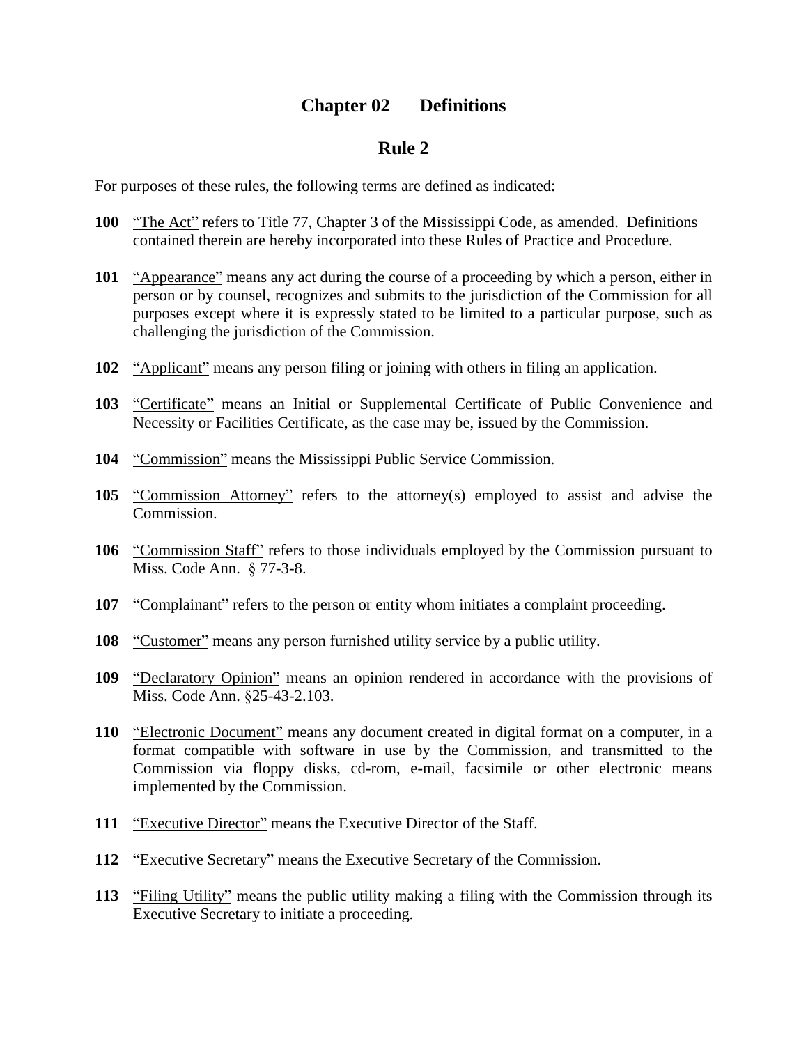# Chapter 02 Definitions

## Rule 2

For purposes of these rules, the following terms are defined as indicated:

**100** "The Act" refers to Title 77, Chapter 3 of the Mississippi Code, as amended. Definitions contained therein are hereby incorporated into these Rules of Practice and Procedure.

**101** "Appearance" means any act during the course of a proceeding by which a person, either in person or by counsel, recognizes and submits to the jurisdiction of the Commission for all purposes except where it is expressly stated to be limited to a particular purpose, such as challenging the jurisdiction of the Commission.

**102** "Applicant" means any person filing or joining with others in filing an application.

**103** "Certificate" means an Initial or Supplemental Certificate of Public Convenience and Necessity or Facilities Certificate, as the case may be, issued by the Commission.

**104** "Commission" means the Mississippi Public Service Commission.

**105** "Commission Attorney" refers to the attorney(s) employed to assist and advise the Commission.

**106** "Commission Staff" refers to those individuals employed by the Commission pursuant to Miss. Code Ann. § 77-3-8.

**107** "Complainant" refers to the person or entity whom initiates a complaint proceeding.

**108** "Customer" means any person furnished utility service by a public utility.

**109** "Declaratory Opinion" means an opinion rendered in accordance with the provisions of Miss. Code Ann. §25-43-2.103.

**110** "Electronic Document" means any document created in digital format on a computer, in a format compatible with software in use by the Commission, and transmitted to the Commission via floppy disks, cd-rom, e-mail, facsimile or other electronic means implemented by the Commission.

**111** "Executive Director" means the Executive Director of the Staff.

**112** "Executive Secretary" means the Executive Secretary of the Commission.

**113** "Filing Utility" means the public utility making a filing with the Commission through its Executive Secretary to initiate a proceeding.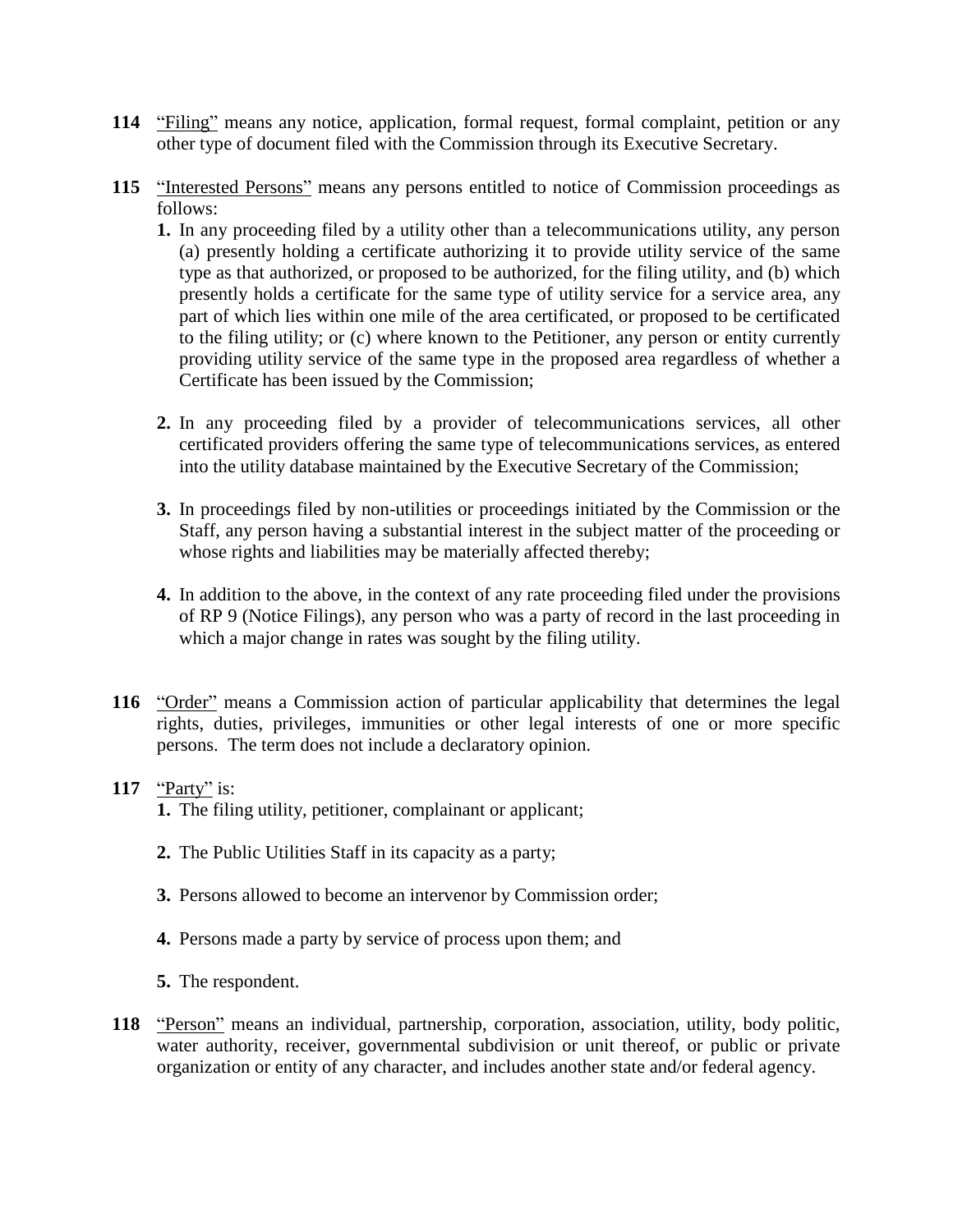**114** <u>“Filing”</u> means any notice, application, formal request, formal complaint, petition or any other type of document filed with the Commission through its Executive Secretary.

**115** <u>“Interested Persons”</u> means any persons entitled to notice of Commission proceedings as follows:

**1.** In any proceeding filed by a utility other than a telecommunications utility, any person (a) presently holding a certificate authorizing it to provide utility service of the same type as that authorized, or proposed to be authorized, for the filing utility, and (b) which presently holds a certificate for the same type of utility service for a service area, any part of which lies within one mile of the area certificated, or proposed to be certificated to the filing utility; or (c) where known to the Petitioner, any person or entity currently providing utility service of the same type in the proposed area regardless of whether a Certificate has been issued by the Commission;

**2.** In any proceeding filed by a provider of telecommunications services, all other certificated providers offering the same type of telecommunications services, as entered into the utility database maintained by the Executive Secretary of the Commission;

**3.** In proceedings filed by non-utilities or proceedings initiated by the Commission or the Staff, any person having a substantial interest in the subject matter of the proceeding or whose rights and liabilities may be materially affected thereby;

**4.** In addition to the above, in the context of any rate proceeding filed under the provisions of RP 9 (Notice Filings), any person who was a party of record in the last proceeding in which a major change in rates was sought by the filing utility.

**116** <u>“Order”</u> means a Commission action of particular applicability that determines the legal rights, duties, privileges, immunities or other legal interests of one or more specific persons. The term does not include a declaratory opinion.

**117** <u>“Party”</u> is:

**1.** The filing utility, petitioner, complainant or applicant;

**2.** The Public Utilities Staff in its capacity as a party;

**3.** Persons allowed to become an intervenor by Commission order;

**4.** Persons made a party by service of process upon them; and

**5.** The respondent.

**118** <u>“Person”</u> means an individual, partnership, corporation, association, utility, body politic, water authority, receiver, governmental subdivision or unit thereof, or public or private organization or entity of any character, and includes another state and/or federal agency.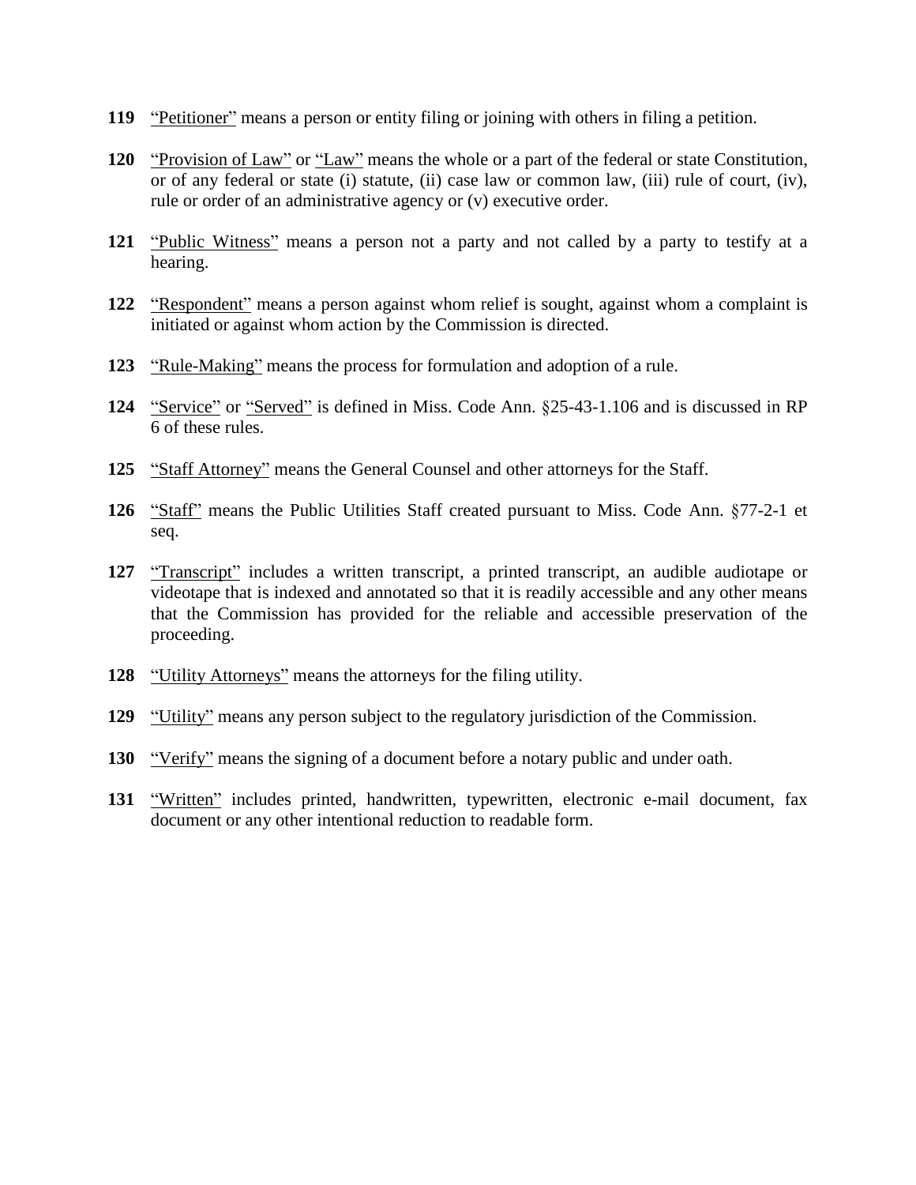**119** "Petitioner" means a person or entity filing or joining with others in filing a petition.

**120** "Provision of Law" or "Law" means the whole or a part of the federal or state Constitution, or of any federal or state (i) statute, (ii) case law or common law, (iii) rule of court, (iv), rule or order of an administrative agency or (v) executive order.

**121** "Public Witness" means a person not a party and not called by a party to testify at a hearing.

**122** "Respondent" means a person against whom relief is sought, against whom a complaint is initiated or against whom action by the Commission is directed.

**123** "Rule-Making" means the process for formulation and adoption of a rule.

**124** "Service" or "Served" is defined in Miss. Code Ann. §25-43-1.106 and is discussed in RP 6 of these rules.

**125** "Staff Attorney" means the General Counsel and other attorneys for the Staff.

**126** "Staff" means the Public Utilities Staff created pursuant to Miss. Code Ann. §77-2-1 et seq.

**127** "Transcript" includes a written transcript, a printed transcript, an audible audiotape or videotape that is indexed and annotated so that it is readily accessible and any other means that the Commission has provided for the reliable and accessible preservation of the proceeding.

**128** "Utility Attorneys" means the attorneys for the filing utility.

**129** "Utility" means any person subject to the regulatory jurisdiction of the Commission.

**130** "Verify" means the signing of a document before a notary public and under oath.

**131** "Written" includes printed, handwritten, typewritten, electronic e-mail document, fax document or any other intentional reduction to readable form.